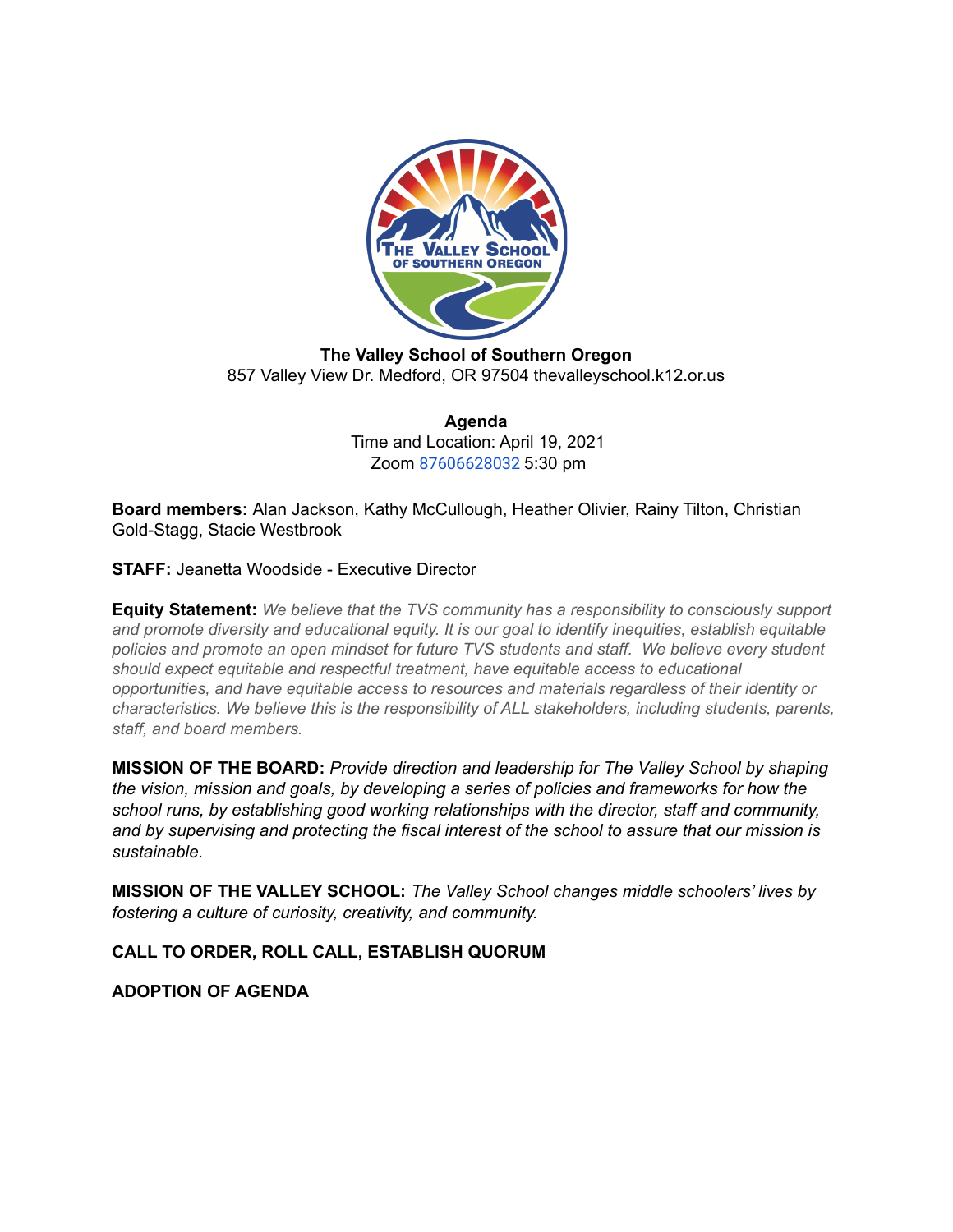**The Valley School of Southern Oregon**
857 Valley View Dr. Medford, OR 97504 thevalleyschool.k12.or.us

**Agenda**
Time and Location: April 19, 2021
Zoom 87606628032 5:30 pm

**Board members:** Alan Jackson, Kathy McCullough, Heather Olivier, Rainy Tilton, Christian Gold-Stagg, Stacie Westbrook

**STAFF:** Jeanetta Woodside - Executive Director

**Equity Statement:** *We believe that the TVS community has a responsibility to consciously support and promote diversity and educational equity. It is our goal to identify inequities, establish equitable policies and promote an open mindset for future TVS students and staff. We believe every student should expect equitable and respectful treatment, have equitable access to educational opportunities, and have equitable access to resources and materials regardless of their identity or characteristics. We believe this is the responsibility of ALL stakeholders, including students, parents, staff, and board members.*

**MISSION OF THE BOARD:** *Provide direction and leadership for The Valley School by shaping the vision, mission and goals, by developing a series of policies and frameworks for how the school runs, by establishing good working relationships with the director, staff and community, and by supervising and protecting the fiscal interest of the school to assure that our mission is sustainable.*

**MISSION OF THE VALLEY SCHOOL:** *The Valley School changes middle schoolers' lives by fostering a culture of curiosity, creativity, and community.*

**CALL TO ORDER, ROLL CALL, ESTABLISH QUORUM**

**ADOPTION OF AGENDA**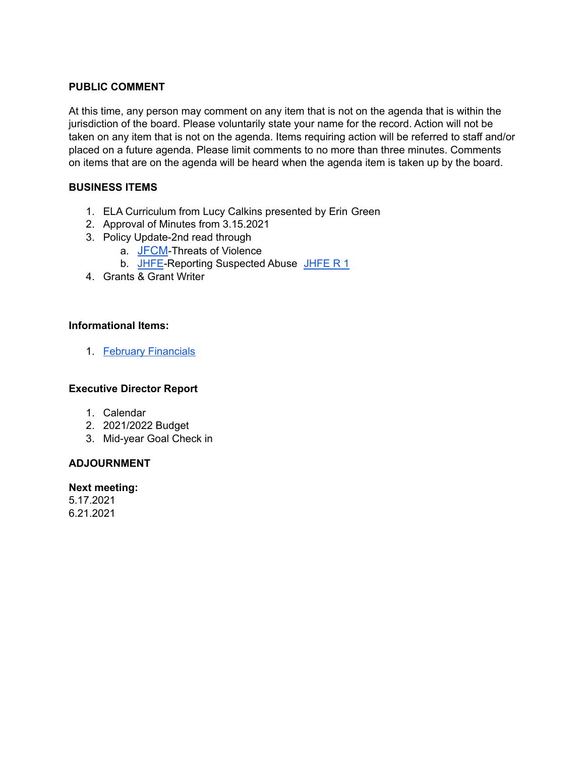**PUBLIC COMMENT**

At this time, any person may comment on any item that is not on the agenda that is within the jurisdiction of the board. Please voluntarily state your name for the record. Action will not be taken on any item that is not on the agenda. Items requiring action will be referred to staff and/or placed on a future agenda. Please limit comments to no more than three minutes. Comments on items that are on the agenda will be heard when the agenda item is taken up by the board.

**BUSINESS ITEMS**

1. ELA Curriculum from Lucy Calkins presented by Erin Green
2. Approval of Minutes from 3.15.2021
3. Policy Update-2nd read through
    a. JFCM-Threats of Violence
    b. JHFE-Reporting Suspected Abuse JHFE R 1
4. Grants & Grant Writer

**Informational Items:**

1. February Financials

**Executive Director Report**

1. Calendar
2. 2021/2022 Budget
3. Mid-year Goal Check in

**ADJOURNMENT**

**Next meeting:**
5.17.2021
6.21.2021